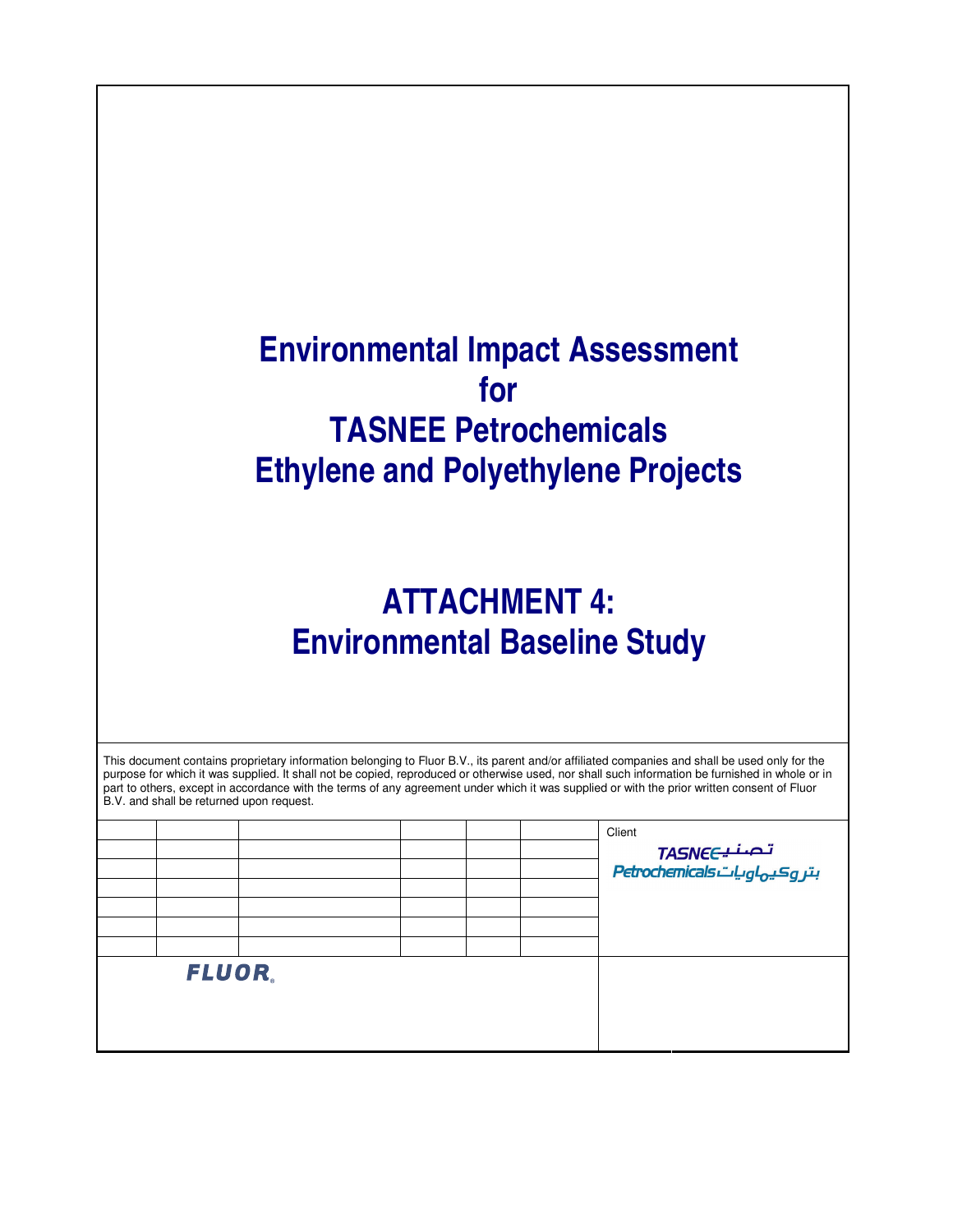# Environmental Impact Assessment for TASNEE Petrochemicals Ethylene and Polyethylene Projects

# ATTACHMENT 4: Environmental Baseline Study

This document contains proprietary information belonging to Fluor B.V., its parent and/or affiliated companies and shall be used only for the purpose for which it was supplied. It shall not be copied, reproduced or otherwise used, nor shall such information be furnished in whole or in part to others, except in accordance with the terms of any agreement under which it was supplied or with the prior written consent of Fluor B.V. and shall be returned upon request.

Client

TASNEE تصنيع
Petrochemicals بتروكيماويات

FLUOR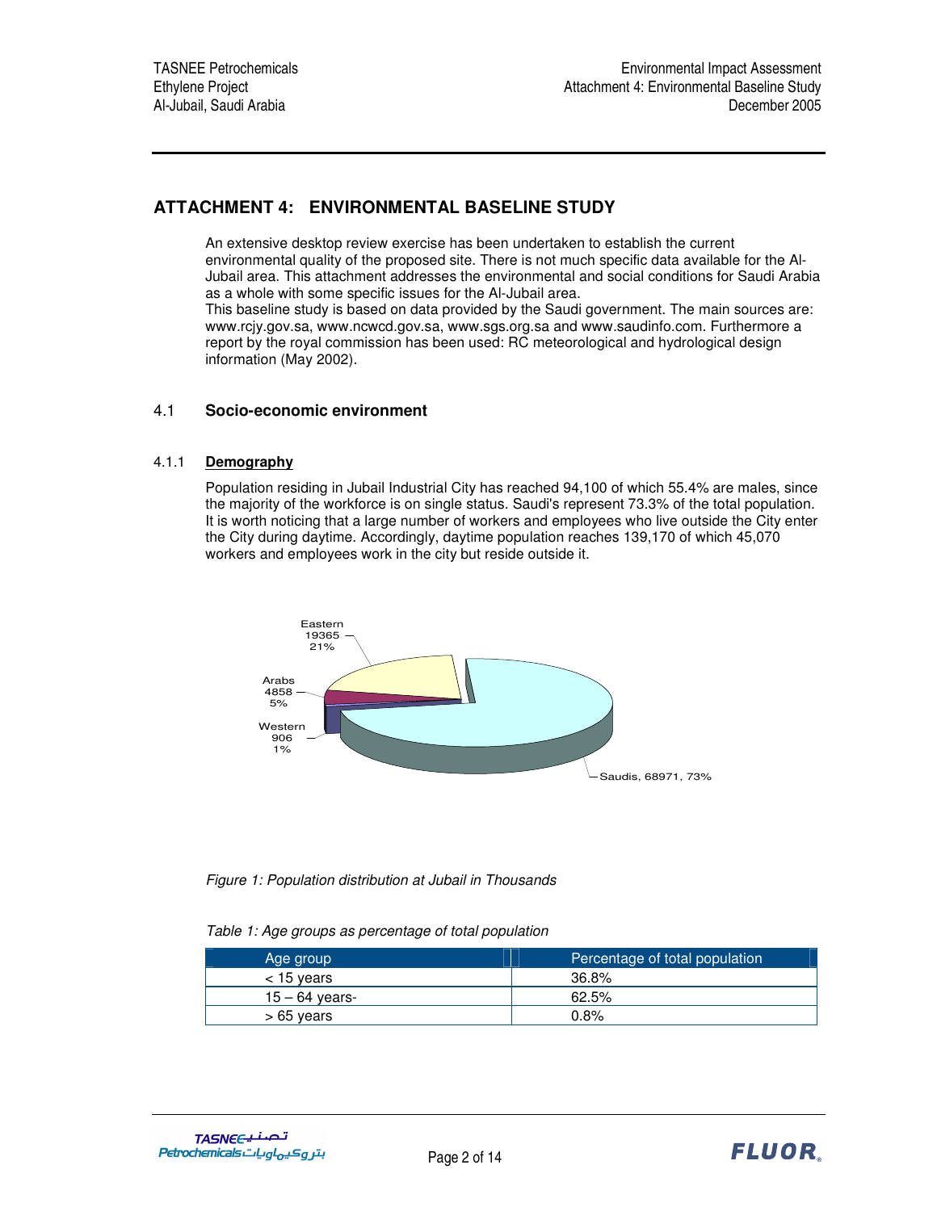# ATTACHMENT 4: ENVIRONMENTAL BASELINE STUDY

An extensive desktop review exercise has been undertaken to establish the current environmental quality of the proposed site. There is not much specific data available for the Al-Jubail area. This attachment addresses the environmental and social conditions for Saudi Arabia as a whole with some specific issues for the Al-Jubail area.
This baseline study is based on data provided by the Saudi government. The main sources are: www.rcjy.gov.sa, www.ncwcd.gov.sa, www.sgs.org.sa and www.saudinfo.com. Furthermore a report by the royal commission has been used: RC meteorological and hydrological design information (May 2002).

## 4.1 Socio-economic environment

### 4.1.1 Demography

Population residing in Jubail Industrial City has reached 94,100 of which 55.4% are males, since the majority of the workforce is on single status. Saudi's represent 73.3% of the total population. It is worth noticing that a large number of workers and employees who live outside the City enter the City during daytime. Accordingly, daytime population reaches 139,170 of which 45,070 workers and employees work in the city but reside outside it.

Eastern 19365 21%

Arabs 4858 5%

Western 906 1%

Saudis, 68971, 73%

*Figure 1: Population distribution at Jubail in Thousands*

*Table 1: Age groups as percentage of total population*

| Age group | Percentage of total population |
|---|---|
| < 15 years | 36.8% |
| 15 – 64 years- | 62.5% |
| > 65 years | 0.8% |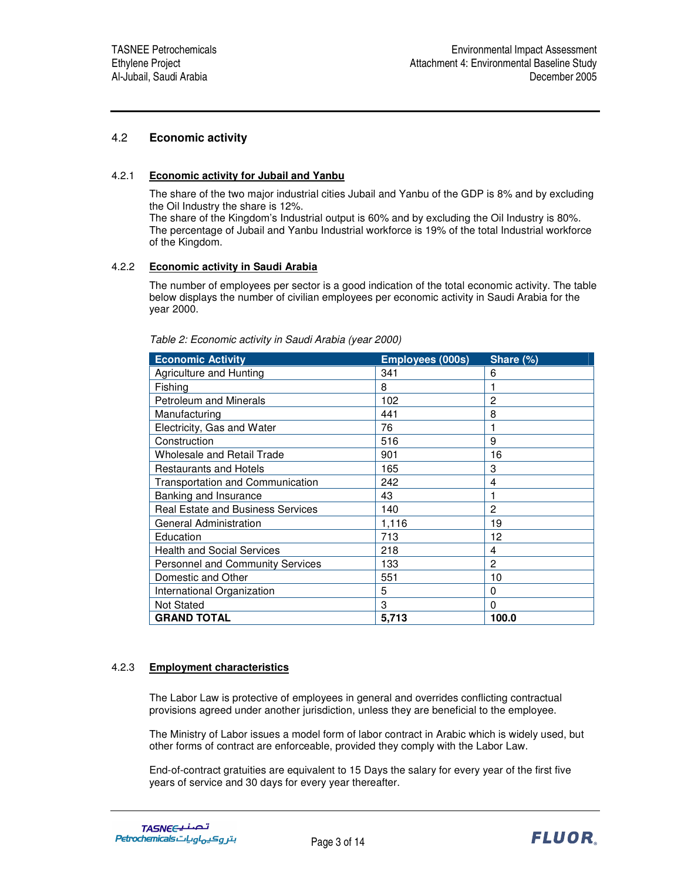## 4.2 Economic activity

### 4.2.1 Economic activity for Jubail and Yanbu

The share of the two major industrial cities Jubail and Yanbu of the GDP is 8% and by excluding the Oil Industry the share is 12%.
The share of the Kingdom's Industrial output is 60% and by excluding the Oil Industry is 80%.
The percentage of Jubail and Yanbu Industrial workforce is 19% of the total Industrial workforce of the Kingdom.

### 4.2.2 Economic activity in Saudi Arabia

The number of employees per sector is a good indication of the total economic activity. The table below displays the number of civilian employees per economic activity in Saudi Arabia for the year 2000.

*Table 2: Economic activity in Saudi Arabia (year 2000)*

| Economic Activity | Employees (000s) | Share (%) |
|---|---|---|
| Agriculture and Hunting | 341 | 6 |
| Fishing | 8 | 1 |
| Petroleum and Minerals | 102 | 2 |
| Manufacturing | 441 | 8 |
| Electricity, Gas and Water | 76 | 1 |
| Construction | 516 | 9 |
| Wholesale and Retail Trade | 901 | 16 |
| Restaurants and Hotels | 165 | 3 |
| Transportation and Communication | 242 | 4 |
| Banking and Insurance | 43 | 1 |
| Real Estate and Business Services | 140 | 2 |
| General Administration | 1,116 | 19 |
| Education | 713 | 12 |
| Health and Social Services | 218 | 4 |
| Personnel and Community Services | 133 | 2 |
| Domestic and Other | 551 | 10 |
| International Organization | 5 | 0 |
| Not Stated | 3 | 0 |
| **GRAND TOTAL** | **5,713** | **100.0** |

### 4.2.3 Employment characteristics

The Labor Law is protective of employees in general and overrides conflicting contractual provisions agreed under another jurisdiction, unless they are beneficial to the employee.

The Ministry of Labor issues a model form of labor contract in Arabic which is widely used, but other forms of contract are enforceable, provided they comply with the Labor Law.

End-of-contract gratuities are equivalent to 15 Days the salary for every year of the first five years of service and 30 days for every year thereafter.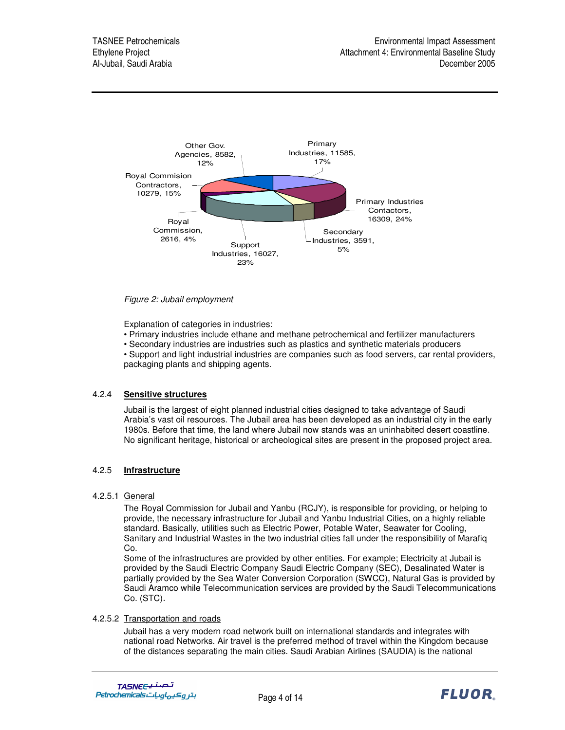Other Gov. Agencies, 8582, 12%

Primary Industries, 11585, 17%

Royal Commision Contractors, 10279, 15%

Primary Industries Contactors, 16309, 24%

Royal Commission, 2616, 4%

Secondary Industries, 3591, 5%

Support Industries, 16027, 23%

*Figure 2: Jubail employment*

Explanation of categories in industries:

- Primary industries include ethane and methane petrochemical and fertilizer manufacturers
- Secondary industries are industries such as plastics and synthetic materials producers
- Support and light industrial industries are companies such as food servers, car rental providers, packaging plants and shipping agents.

### 4.2.4 **Sensitive structures**

Jubail is the largest of eight planned industrial cities designed to take advantage of Saudi Arabia's vast oil resources. The Jubail area has been developed as an industrial city in the early 1980s. Before that time, the land where Jubail now stands was an uninhabited desert coastline. No significant heritage, historical or archeological sites are present in the proposed project area.

### 4.2.5 **Infrastructure**

#### 4.2.5.1 General

The Royal Commission for Jubail and Yanbu (RCJY), is responsible for providing, or helping to provide, the necessary infrastructure for Jubail and Yanbu Industrial Cities, on a highly reliable standard. Basically, utilities such as Electric Power, Potable Water, Seawater for Cooling, Sanitary and Industrial Wastes in the two industrial cities fall under the responsibility of Marafiq Co.

Some of the infrastructures are provided by other entities. For example; Electricity at Jubail is provided by the Saudi Electric Company Saudi Electric Company (SEC), Desalinated Water is partially provided by the Sea Water Conversion Corporation (SWCC), Natural Gas is provided by Saudi Aramco while Telecommunication services are provided by the Saudi Telecommunications Co. (STC).

#### 4.2.5.2 Transportation and roads

Jubail has a very modern road network built on international standards and integrates with national road Networks. Air travel is the preferred method of travel within the Kingdom because of the distances separating the main cities. Saudi Arabian Airlines (SAUDIA) is the national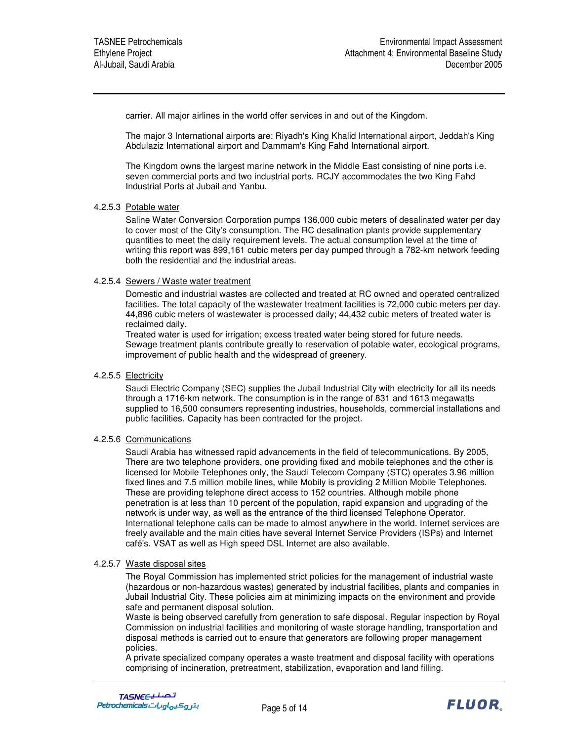carrier. All major airlines in the world offer services in and out of the Kingdom.

The major 3 International airports are: Riyadh's King Khalid International airport, Jeddah's King Abdulaziz International airport and Dammam's King Fahd International airport.

The Kingdom owns the largest marine network in the Middle East consisting of nine ports i.e. seven commercial ports and two industrial ports. RCJY accommodates the two King Fahd Industrial Ports at Jubail and Yanbu.

#### 4.2.5.3 Potable water

Saline Water Conversion Corporation pumps 136,000 cubic meters of desalinated water per day to cover most of the City's consumption. The RC desalination plants provide supplementary quantities to meet the daily requirement levels. The actual consumption level at the time of writing this report was 899,161 cubic meters per day pumped through a 782-km network feeding both the residential and the industrial areas.

#### 4.2.5.4 Sewers / Waste water treatment

Domestic and industrial wastes are collected and treated at RC owned and operated centralized facilities. The total capacity of the wastewater treatment facilities is 72,000 cubic meters per day. 44,896 cubic meters of wastewater is processed daily; 44,432 cubic meters of treated water is reclaimed daily.

Treated water is used for irrigation; excess treated water being stored for future needs. Sewage treatment plants contribute greatly to reservation of potable water, ecological programs, improvement of public health and the widespread of greenery.

#### 4.2.5.5 Electricity

Saudi Electric Company (SEC) supplies the Jubail Industrial City with electricity for all its needs through a 1716-km network. The consumption is in the range of 831 and 1613 megawatts supplied to 16,500 consumers representing industries, households, commercial installations and public facilities. Capacity has been contracted for the project.

#### 4.2.5.6 Communications

Saudi Arabia has witnessed rapid advancements in the field of telecommunications. By 2005, There are two telephone providers, one providing fixed and mobile telephones and the other is licensed for Mobile Telephones only, the Saudi Telecom Company (STC) operates 3.96 million fixed lines and 7.5 million mobile lines, while Mobily is providing 2 Million Mobile Telephones. These are providing telephone direct access to 152 countries. Although mobile phone penetration is at less than 10 percent of the population, rapid expansion and upgrading of the network is under way, as well as the entrance of the third licensed Telephone Operator. International telephone calls can be made to almost anywhere in the world. Internet services are freely available and the main cities have several Internet Service Providers (ISPs) and Internet café's. VSAT as well as High speed DSL Internet are also available.

#### 4.2.5.7 Waste disposal sites

The Royal Commission has implemented strict policies for the management of industrial waste (hazardous or non-hazardous wastes) generated by industrial facilities, plants and companies in Jubail Industrial City. These policies aim at minimizing impacts on the environment and provide safe and permanent disposal solution.

Waste is being observed carefully from generation to safe disposal. Regular inspection by Royal Commission on industrial facilities and monitoring of waste storage handling, transportation and disposal methods is carried out to ensure that generators are following proper management policies.

A private specialized company operates a waste treatment and disposal facility with operations comprising of incineration, pretreatment, stabilization, evaporation and land filling.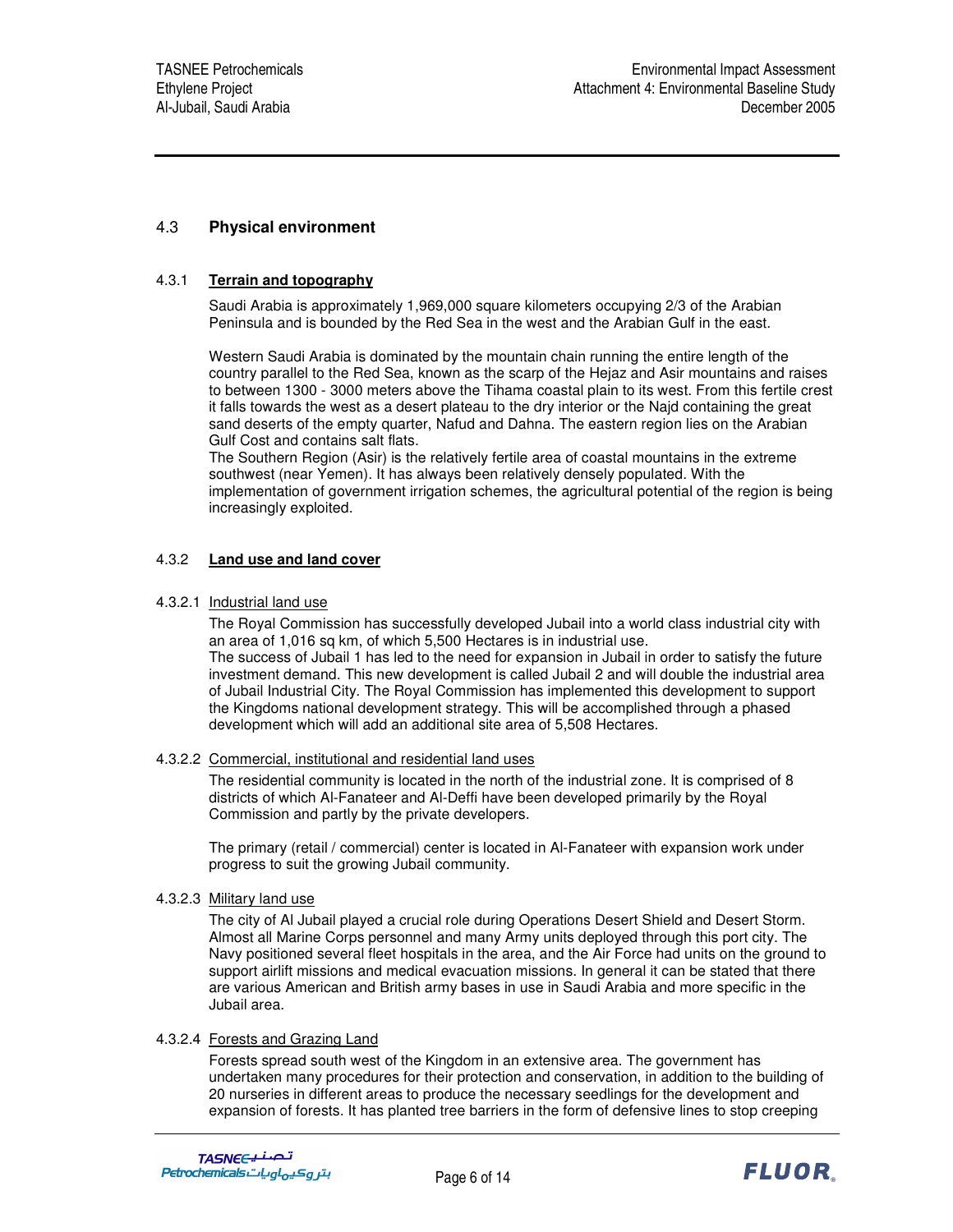## 4.3 Physical environment

### 4.3.1 Terrain and topography

Saudi Arabia is approximately 1,969,000 square kilometers occupying 2/3 of the Arabian Peninsula and is bounded by the Red Sea in the west and the Arabian Gulf in the east.

Western Saudi Arabia is dominated by the mountain chain running the entire length of the country parallel to the Red Sea, known as the scarp of the Hejaz and Asir mountains and raises to between 1300 - 3000 meters above the Tihama coastal plain to its west. From this fertile crest it falls towards the west as a desert plateau to the dry interior or the Najd containing the great sand deserts of the empty quarter, Nafud and Dahna. The eastern region lies on the Arabian Gulf Cost and contains salt flats.
The Southern Region (Asir) is the relatively fertile area of coastal mountains in the extreme southwest (near Yemen). It has always been relatively densely populated. With the implementation of government irrigation schemes, the agricultural potential of the region is being increasingly exploited.

### 4.3.2 Land use and land cover

#### 4.3.2.1 Industrial land use

The Royal Commission has successfully developed Jubail into a world class industrial city with an area of 1,016 sq km, of which 5,500 Hectares is in industrial use.
The success of Jubail 1 has led to the need for expansion in Jubail in order to satisfy the future investment demand. This new development is called Jubail 2 and will double the industrial area of Jubail Industrial City. The Royal Commission has implemented this development to support the Kingdoms national development strategy. This will be accomplished through a phased development which will add an additional site area of 5,508 Hectares.

#### 4.3.2.2 Commercial, institutional and residential land uses

The residential community is located in the north of the industrial zone. It is comprised of 8 districts of which Al-Fanateer and Al-Deffi have been developed primarily by the Royal Commission and partly by the private developers.

The primary (retail / commercial) center is located in Al-Fanateer with expansion work under progress to suit the growing Jubail community.

#### 4.3.2.3 Military land use

The city of Al Jubail played a crucial role during Operations Desert Shield and Desert Storm. Almost all Marine Corps personnel and many Army units deployed through this port city. The Navy positioned several fleet hospitals in the area, and the Air Force had units on the ground to support airlift missions and medical evacuation missions. In general it can be stated that there are various American and British army bases in use in Saudi Arabia and more specific in the Jubail area.

#### 4.3.2.4 Forests and Grazing Land

Forests spread south west of the Kingdom in an extensive area. The government has undertaken many procedures for their protection and conservation, in addition to the building of 20 nurseries in different areas to produce the necessary seedlings for the development and expansion of forests. It has planted tree barriers in the form of defensive lines to stop creeping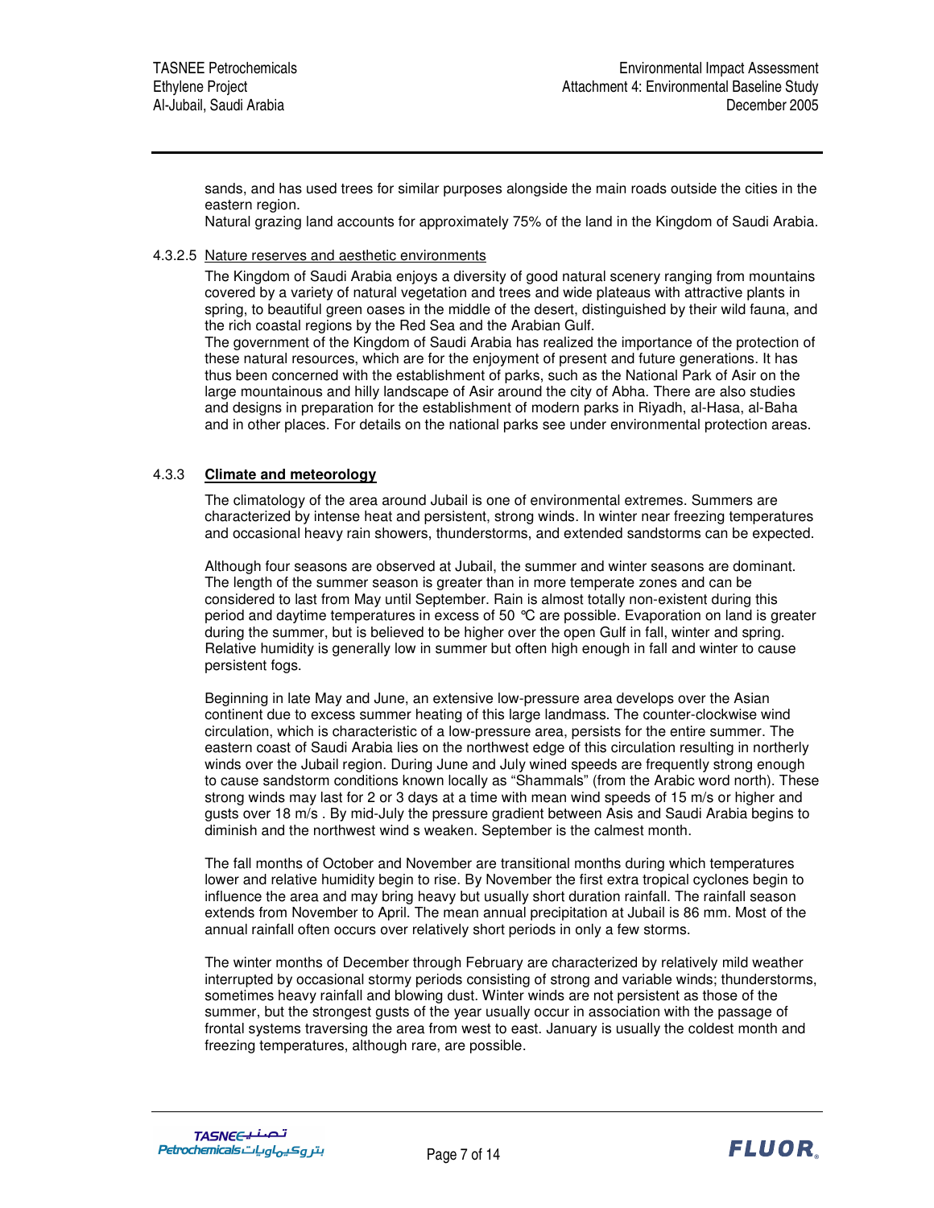sands, and has used trees for similar purposes alongside the main roads outside the cities in the eastern region.

Natural grazing land accounts for approximately 75% of the land in the Kingdom of Saudi Arabia.

#### 4.3.2.5 Nature reserves and aesthetic environments

The Kingdom of Saudi Arabia enjoys a diversity of good natural scenery ranging from mountains covered by a variety of natural vegetation and trees and wide plateaus with attractive plants in spring, to beautiful green oases in the middle of the desert, distinguished by their wild fauna, and the rich coastal regions by the Red Sea and the Arabian Gulf.

The government of the Kingdom of Saudi Arabia has realized the importance of the protection of these natural resources, which are for the enjoyment of present and future generations. It has thus been concerned with the establishment of parks, such as the National Park of Asir on the large mountainous and hilly landscape of Asir around the city of Abha. There are also studies and designs in preparation for the establishment of modern parks in Riyadh, al-Hasa, al-Baha and in other places. For details on the national parks see under environmental protection areas.

### 4.3.3 **Climate and meteorology**

The climatology of the area around Jubail is one of environmental extremes. Summers are characterized by intense heat and persistent, strong winds. In winter near freezing temperatures and occasional heavy rain showers, thunderstorms, and extended sandstorms can be expected.

Although four seasons are observed at Jubail, the summer and winter seasons are dominant. The length of the summer season is greater than in more temperate zones and can be considered to last from May until September. Rain is almost totally non-existent during this period and daytime temperatures in excess of 50 °C are possible. Evaporation on land is greater during the summer, but is believed to be higher over the open Gulf in fall, winter and spring. Relative humidity is generally low in summer but often high enough in fall and winter to cause persistent fogs.

Beginning in late May and June, an extensive low-pressure area develops over the Asian continent due to excess summer heating of this large landmass. The counter-clockwise wind circulation, which is characteristic of a low-pressure area, persists for the entire summer. The eastern coast of Saudi Arabia lies on the northwest edge of this circulation resulting in northerly winds over the Jubail region. During June and July wined speeds are frequently strong enough to cause sandstorm conditions known locally as "Shammals" (from the Arabic word north). These strong winds may last for 2 or 3 days at a time with mean wind speeds of 15 m/s or higher and gusts over 18 m/s . By mid-July the pressure gradient between Asis and Saudi Arabia begins to diminish and the northwest wind s weaken. September is the calmest month.

The fall months of October and November are transitional months during which temperatures lower and relative humidity begin to rise. By November the first extra tropical cyclones begin to influence the area and may bring heavy but usually short duration rainfall. The rainfall season extends from November to April. The mean annual precipitation at Jubail is 86 mm. Most of the annual rainfall often occurs over relatively short periods in only a few storms.

The winter months of December through February are characterized by relatively mild weather interrupted by occasional stormy periods consisting of strong and variable winds; thunderstorms, sometimes heavy rainfall and blowing dust. Winter winds are not persistent as those of the summer, but the strongest gusts of the year usually occur in association with the passage of frontal systems traversing the area from west to east. January is usually the coldest month and freezing temperatures, although rare, are possible.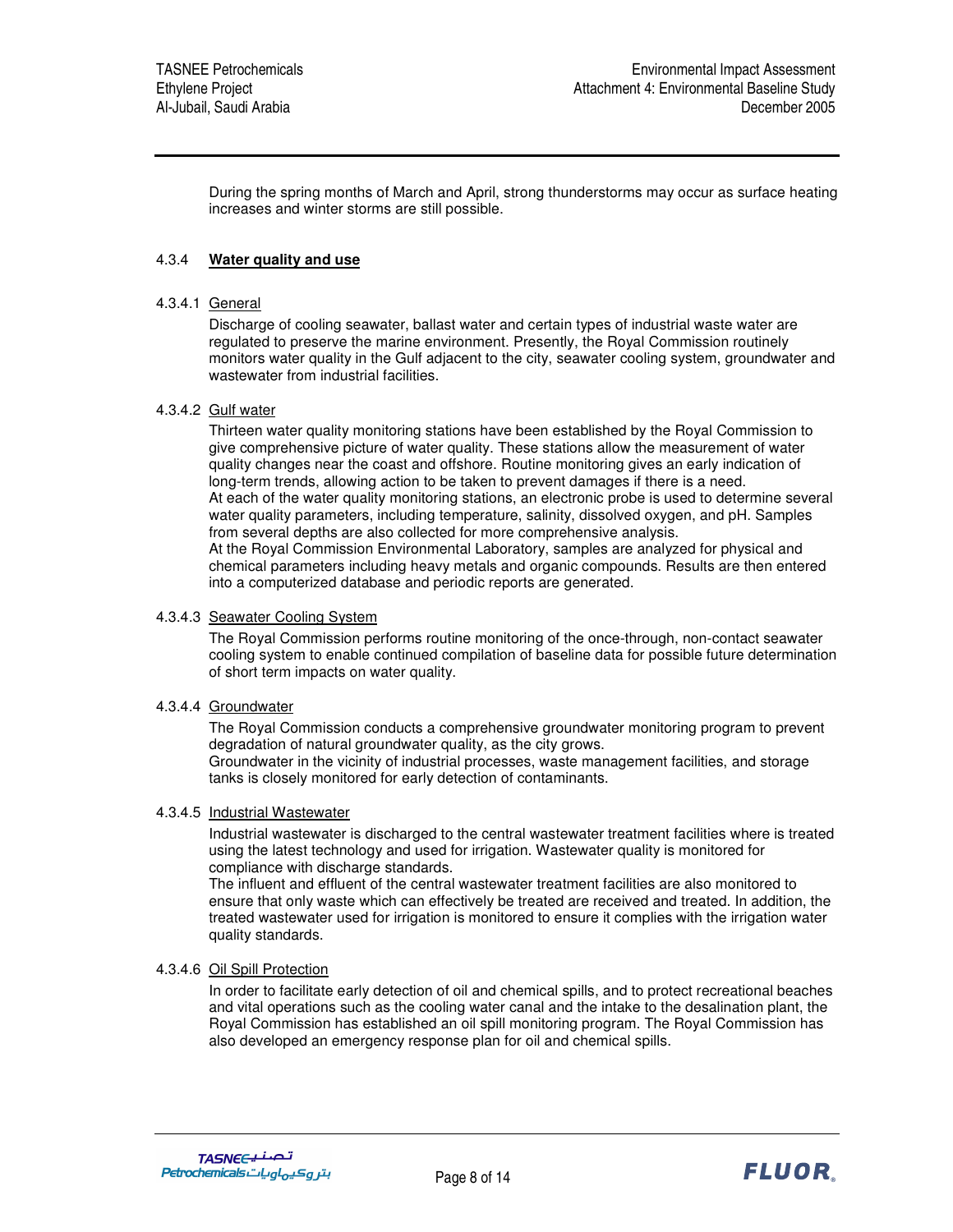During the spring months of March and April, strong thunderstorms may occur as surface heating increases and winter storms are still possible.

### 4.3.4 Water quality and use

#### 4.3.4.1 General

Discharge of cooling seawater, ballast water and certain types of industrial waste water are regulated to preserve the marine environment. Presently, the Royal Commission routinely monitors water quality in the Gulf adjacent to the city, seawater cooling system, groundwater and wastewater from industrial facilities.

#### 4.3.4.2 Gulf water

Thirteen water quality monitoring stations have been established by the Royal Commission to give comprehensive picture of water quality. These stations allow the measurement of water quality changes near the coast and offshore. Routine monitoring gives an early indication of long-term trends, allowing action to be taken to prevent damages if there is a need.

At each of the water quality monitoring stations, an electronic probe is used to determine several water quality parameters, including temperature, salinity, dissolved oxygen, and pH. Samples from several depths are also collected for more comprehensive analysis.

At the Royal Commission Environmental Laboratory, samples are analyzed for physical and chemical parameters including heavy metals and organic compounds. Results are then entered into a computerized database and periodic reports are generated.

#### 4.3.4.3 Seawater Cooling System

The Royal Commission performs routine monitoring of the once-through, non-contact seawater cooling system to enable continued compilation of baseline data for possible future determination of short term impacts on water quality.

#### 4.3.4.4 Groundwater

The Royal Commission conducts a comprehensive groundwater monitoring program to prevent degradation of natural groundwater quality, as the city grows.

Groundwater in the vicinity of industrial processes, waste management facilities, and storage tanks is closely monitored for early detection of contaminants.

#### 4.3.4.5 Industrial Wastewater

Industrial wastewater is discharged to the central wastewater treatment facilities where is treated using the latest technology and used for irrigation. Wastewater quality is monitored for compliance with discharge standards.

The influent and effluent of the central wastewater treatment facilities are also monitored to ensure that only waste which can effectively be treated are received and treated. In addition, the treated wastewater used for irrigation is monitored to ensure it complies with the irrigation water quality standards.

#### 4.3.4.6 Oil Spill Protection

In order to facilitate early detection of oil and chemical spills, and to protect recreational beaches and vital operations such as the cooling water canal and the intake to the desalination plant, the Royal Commission has established an oil spill monitoring program. The Royal Commission has also developed an emergency response plan for oil and chemical spills.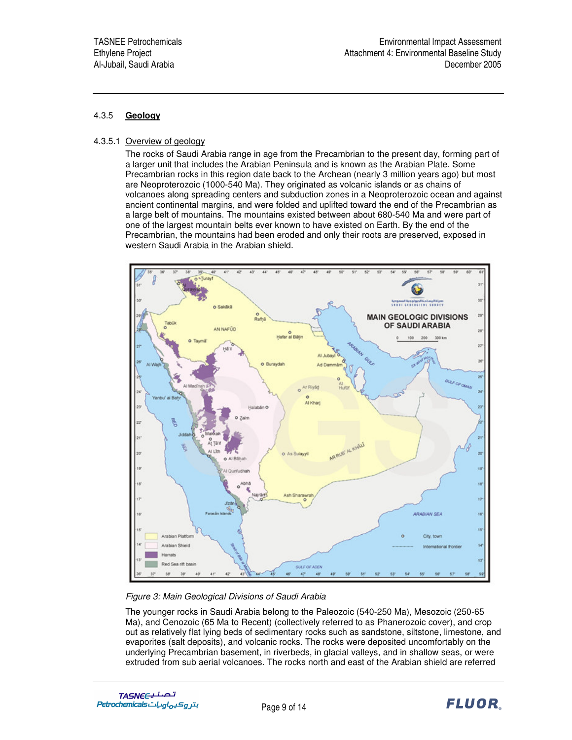#### 4.3.5 **Geology**

##### 4.3.5.1 Overview of geology

The rocks of Saudi Arabia range in age from the Precambrian to the present day, forming part of a larger unit that includes the Arabian Peninsula and is known as the Arabian Plate. Some Precambrian rocks in this region date back to the Archean (nearly 3 million years ago) but most are Neoproterozoic (1000-540 Ma). They originated as volcanic islands or as chains of volcanoes along spreading centers and subduction zones in a Neoproterozoic ocean and against ancient continental margins, and were folded and uplifted toward the end of the Precambrian as a large belt of mountains. The mountains existed between about 680-540 Ma and were part of one of the largest mountain belts ever known to have existed on Earth. By the end of the Precambrian, the mountains had been eroded and only their roots are preserved, exposed in western Saudi Arabia in the Arabian shield.

*Figure 3: Main Geological Divisions of Saudi Arabia*

The younger rocks in Saudi Arabia belong to the Paleozoic (540-250 Ma), Mesozoic (250-65 Ma), and Cenozoic (65 Ma to Recent) (collectively referred to as Phanerozoic cover), and crop out as relatively flat lying beds of sedimentary rocks such as sandstone, siltstone, limestone, and evaporites (salt deposits), and volcanic rocks. The rocks were deposited uncomfortably on the underlying Precambrian basement, in riverbeds, in glacial valleys, and in shallow seas, or were extruded from sub aerial volcanoes. The rocks north and east of the Arabian shield are referred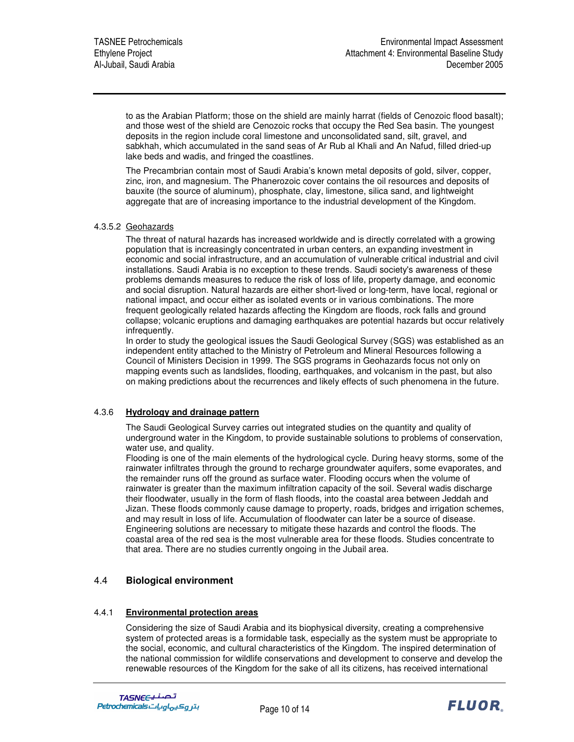to as the Arabian Platform; those on the shield are mainly harrat (fields of Cenozoic flood basalt); and those west of the shield are Cenozoic rocks that occupy the Red Sea basin. The youngest deposits in the region include coral limestone and unconsolidated sand, silt, gravel, and sabkhah, which accumulated in the sand seas of Ar Rub al Khali and An Nafud, filled dried-up lake beds and wadis, and fringed the coastlines.

The Precambrian contain most of Saudi Arabia's known metal deposits of gold, silver, copper, zinc, iron, and magnesium. The Phanerozoic cover contains the oil resources and deposits of bauxite (the source of aluminum), phosphate, clay, limestone, silica sand, and lightweight aggregate that are of increasing importance to the industrial development of the Kingdom.

#### 4.3.5.2 Geohazards

The threat of natural hazards has increased worldwide and is directly correlated with a growing population that is increasingly concentrated in urban centers, an expanding investment in economic and social infrastructure, and an accumulation of vulnerable critical industrial and civil installations. Saudi Arabia is no exception to these trends. Saudi society's awareness of these problems demands measures to reduce the risk of loss of life, property damage, and economic and social disruption. Natural hazards are either short-lived or long-term, have local, regional or national impact, and occur either as isolated events or in various combinations. The more frequent geologically related hazards affecting the Kingdom are floods, rock falls and ground collapse; volcanic eruptions and damaging earthquakes are potential hazards but occur relatively infrequently.

In order to study the geological issues the Saudi Geological Survey (SGS) was established as an independent entity attached to the Ministry of Petroleum and Mineral Resources following a Council of Ministers Decision in 1999. The SGS programs in Geohazards focus not only on mapping events such as landslides, flooding, earthquakes, and volcanism in the past, but also on making predictions about the recurrences and likely effects of such phenomena in the future.

### 4.3.6 Hydrology and drainage pattern

The Saudi Geological Survey carries out integrated studies on the quantity and quality of underground water in the Kingdom, to provide sustainable solutions to problems of conservation, water use, and quality.

Flooding is one of the main elements of the hydrological cycle. During heavy storms, some of the rainwater infiltrates through the ground to recharge groundwater aquifers, some evaporates, and the remainder runs off the ground as surface water. Flooding occurs when the volume of rainwater is greater than the maximum infiltration capacity of the soil. Several wadis discharge their floodwater, usually in the form of flash floods, into the coastal area between Jeddah and Jizan. These floods commonly cause damage to property, roads, bridges and irrigation schemes, and may result in loss of life. Accumulation of floodwater can later be a source of disease. Engineering solutions are necessary to mitigate these hazards and control the floods. The coastal area of the red sea is the most vulnerable area for these floods. Studies concentrate to that area. There are no studies currently ongoing in the Jubail area.

## 4.4 Biological environment

### 4.4.1 Environmental protection areas

Considering the size of Saudi Arabia and its biophysical diversity, creating a comprehensive system of protected areas is a formidable task, especially as the system must be appropriate to the social, economic, and cultural characteristics of the Kingdom. The inspired determination of the national commission for wildlife conservations and development to conserve and develop the renewable resources of the Kingdom for the sake of all its citizens, has received international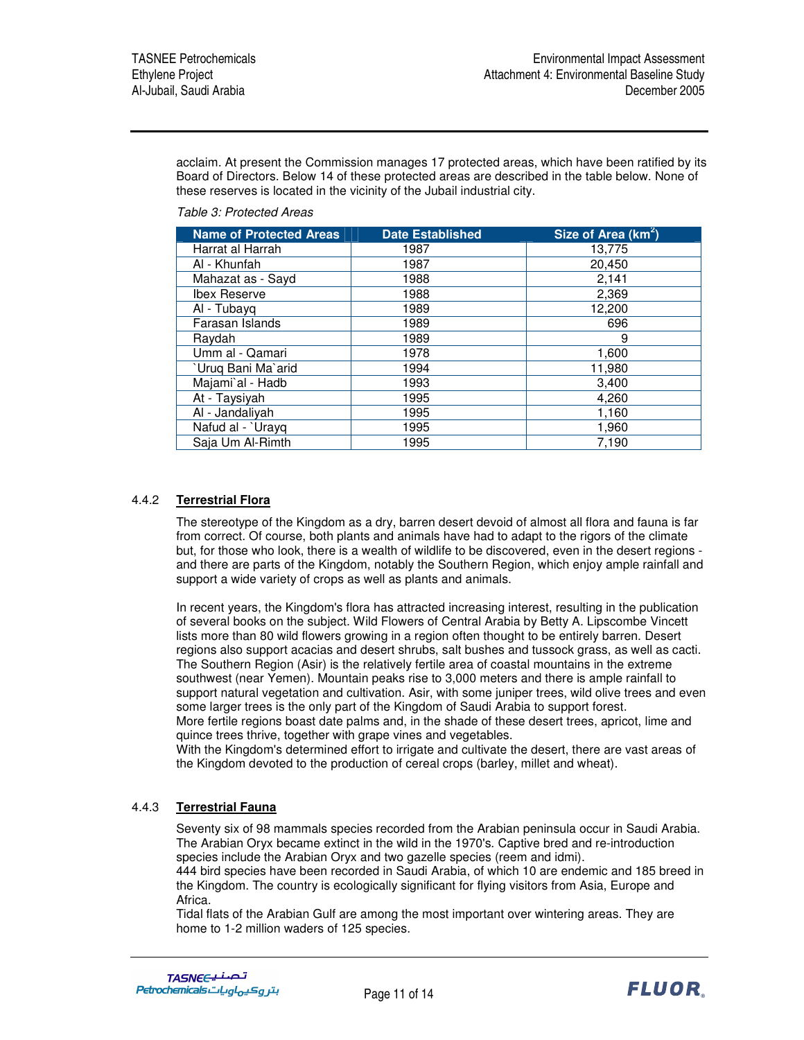acclaim. At present the Commission manages 17 protected areas, which have been ratified by its Board of Directors. Below 14 of these protected areas are described in the table below. None of these reserves is located in the vicinity of the Jubail industrial city.

*Table 3: Protected Areas*

| Name of Protected Areas | Date Established | Size of Area (km$^2$) |
|---|---|---|
| Harrat al Harrah | 1987 | 13,775 |
| Al - Khunfah | 1987 | 20,450 |
| Mahazat as - Sayd | 1988 | 2,141 |
| Ibex Reserve | 1988 | 2,369 |
| Al - Tubayq | 1989 | 12,200 |
| Farasan Islands | 1989 | 696 |
| Raydah | 1989 | 9 |
| Umm al - Qamari | 1978 | 1,600 |
| `Uruq Bani Ma`arid | 1994 | 11,980 |
| Majami`al - Hadb | 1993 | 3,400 |
| At - Taysiyah | 1995 | 4,260 |
| Al - Jandaliyah | 1995 | 1,160 |
| Nafud al - `Urayq | 1995 | 1,960 |
| Saja Um Al-Rimth | 1995 | 7,190 |

### 4.4.2 **Terrestrial Flora**

The stereotype of the Kingdom as a dry, barren desert devoid of almost all flora and fauna is far from correct. Of course, both plants and animals have had to adapt to the rigors of the climate but, for those who look, there is a wealth of wildlife to be discovered, even in the desert regions - and there are parts of the Kingdom, notably the Southern Region, which enjoy ample rainfall and support a wide variety of crops as well as plants and animals.

In recent years, the Kingdom's flora has attracted increasing interest, resulting in the publication of several books on the subject. Wild Flowers of Central Arabia by Betty A. Lipscombe Vincett lists more than 80 wild flowers growing in a region often thought to be entirely barren. Desert regions also support acacias and desert shrubs, salt bushes and tussock grass, as well as cacti. The Southern Region (Asir) is the relatively fertile area of coastal mountains in the extreme southwest (near Yemen). Mountain peaks rise to 3,000 meters and there is ample rainfall to support natural vegetation and cultivation. Asir, with some juniper trees, wild olive trees and even some larger trees is the only part of the Kingdom of Saudi Arabia to support forest.
More fertile regions boast date palms and, in the shade of these desert trees, apricot, lime and quince trees thrive, together with grape vines and vegetables.
With the Kingdom's determined effort to irrigate and cultivate the desert, there are vast areas of the Kingdom devoted to the production of cereal crops (barley, millet and wheat).

### 4.4.3 **Terrestrial Fauna**

Seventy six of 98 mammals species recorded from the Arabian peninsula occur in Saudi Arabia. The Arabian Oryx became extinct in the wild in the 1970's. Captive bred and re-introduction species include the Arabian Oryx and two gazelle species (reem and idmi).
444 bird species have been recorded in Saudi Arabia, of which 10 are endemic and 185 breed in the Kingdom. The country is ecologically significant for flying visitors from Asia, Europe and Africa.
Tidal flats of the Arabian Gulf are among the most important over wintering areas. They are home to 1-2 million waders of 125 species.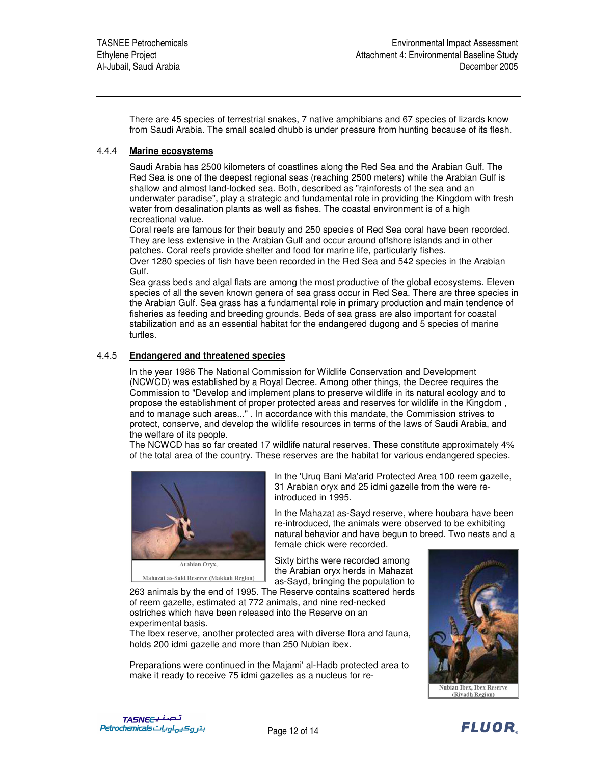There are 45 species of terrestrial snakes, 7 native amphibians and 67 species of lizards know from Saudi Arabia. The small scaled dhubb is under pressure from hunting because of its flesh.

### 4.4.4 Marine ecosystems

Saudi Arabia has 2500 kilometers of coastlines along the Red Sea and the Arabian Gulf. The Red Sea is one of the deepest regional seas (reaching 2500 meters) while the Arabian Gulf is shallow and almost land-locked sea. Both, described as "rainforests of the sea and an underwater paradise", play a strategic and fundamental role in providing the Kingdom with fresh water from desalination plants as well as fishes. The coastal environment is of a high recreational value.

Coral reefs are famous for their beauty and 250 species of Red Sea coral have been recorded. They are less extensive in the Arabian Gulf and occur around offshore islands and in other patches. Coral reefs provide shelter and food for marine life, particularly fishes.

Over 1280 species of fish have been recorded in the Red Sea and 542 species in the Arabian Gulf.

Sea grass beds and algal flats are among the most productive of the global ecosystems. Eleven species of all the seven known genera of sea grass occur in Red Sea. There are three species in the Arabian Gulf. Sea grass has a fundamental role in primary production and main tendence of fisheries as feeding and breeding grounds. Beds of sea grass are also important for coastal stabilization and as an essential habitat for the endangered dugong and 5 species of marine turtles.

### 4.4.5 Endangered and threatened species

In the year 1986 The National Commission for Wildlife Conservation and Development (NCWCD) was established by a Royal Decree. Among other things, the Decree requires the Commission to "Develop and implement plans to preserve wildlife in its natural ecology and to propose the establishment of proper protected areas and reserves for wildlife in the Kingdom , and to manage such areas..." . In accordance with this mandate, the Commission strives to protect, conserve, and develop the wildlife resources in terms of the laws of Saudi Arabia, and the welfare of its people.

The NCWCD has so far created 17 wildlife natural reserves. These constitute approximately 4% of the total area of the country. These reserves are the habitat for various endangered species.

Arabian Oryx, Mahazat as-Said Reserve (Makkah Region)

In the 'Uruq Bani Ma'arid Protected Area 100 reem gazelle, 31 Arabian oryx and 25 idmi gazelle from the were re-introduced in 1995.

In the Mahazat as-Sayd reserve, where houbara have been re-introduced, the animals were observed to be exhibiting natural behavior and have begun to breed. Two nests and a female chick were recorded.

Sixty births were recorded among the Arabian oryx herds in Mahazat as-Sayd, bringing the population to 263 animals by the end of 1995. The Reserve contains scattered herds of reem gazelle, estimated at 772 animals, and nine red-necked ostriches which have been released into the Reserve on an experimental basis.

The Ibex reserve, another protected area with diverse flora and fauna, holds 200 idmi gazelle and more than 250 Nubian ibex.

Preparations were continued in the Majami' al-Hadb protected area to make it ready to receive 75 idmi gazelles as a nucleus for re-

Nubian Ibex, Ibex Reserve (Riyadh Region)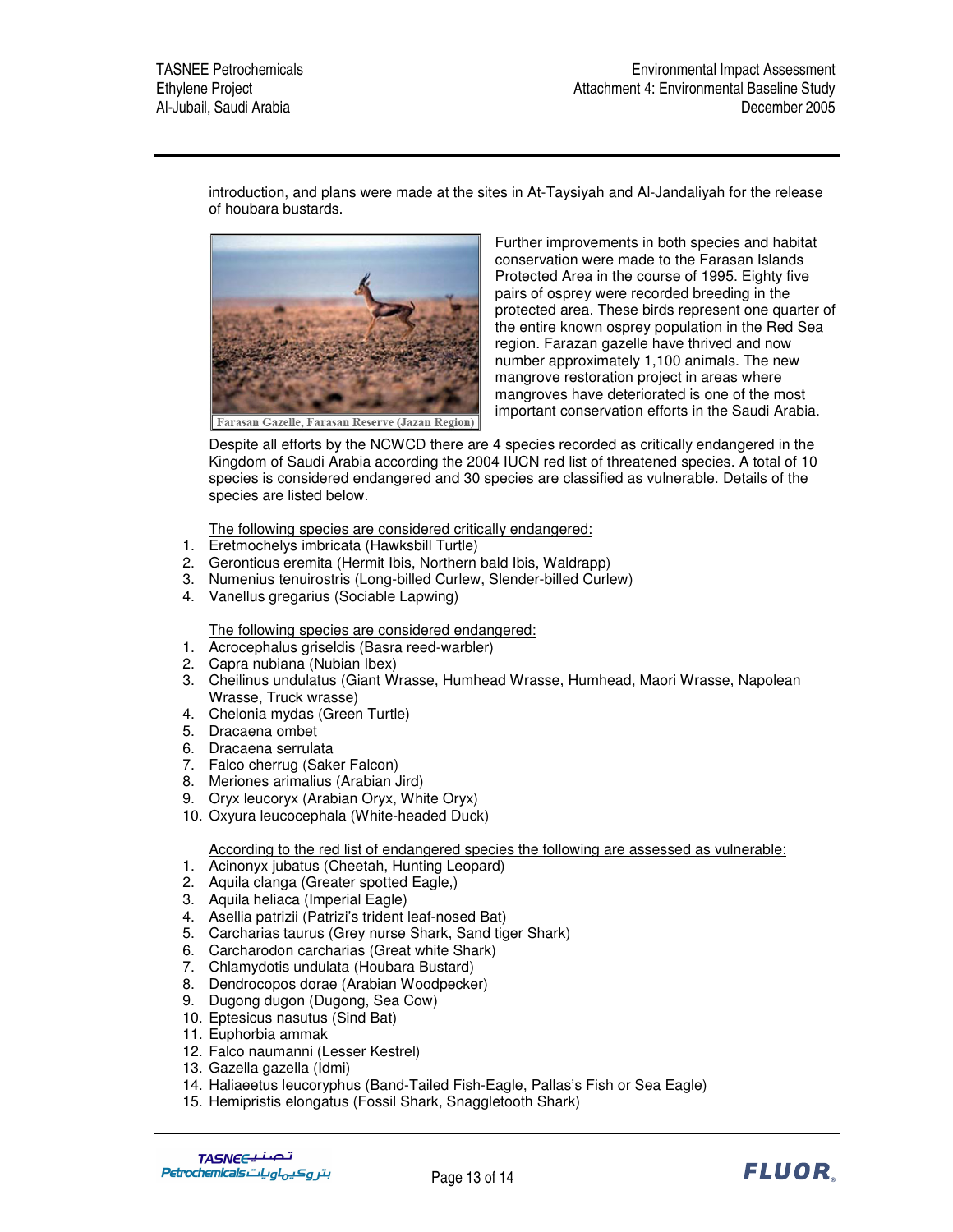introduction, and plans were made at the sites in At-Taysiyah and Al-Jandaliyah for the release of houbara bustards.

Farasan Gazelle, Farasan Reserve (Jazan Region)

Further improvements in both species and habitat conservation were made to the Farasan Islands Protected Area in the course of 1995. Eighty five pairs of osprey were recorded breeding in the protected area. These birds represent one quarter of the entire known osprey population in the Red Sea region. Farazan gazelle have thrived and now number approximately 1,100 animals. The new mangrove restoration project in areas where mangroves have deteriorated is one of the most important conservation efforts in the Saudi Arabia.

Despite all efforts by the NCWCD there are 4 species recorded as critically endangered in the Kingdom of Saudi Arabia according the 2004 IUCN red list of threatened species. A total of 10 species is considered endangered and 30 species are classified as vulnerable. Details of the species are listed below.

<u>The following species are considered critically endangered:</u>

1. Eretmochelys imbricata (Hawksbill Turtle)
2. Geronticus eremita (Hermit Ibis, Northern bald Ibis, Waldrapp)
3. Numenius tenuirostris (Long-billed Curlew, Slender-billed Curlew)
4. Vanellus gregarius (Sociable Lapwing)

<u>The following species are considered endangered:</u>

1. Acrocephalus griseldis (Basra reed-warbler)
2. Capra nubiana (Nubian Ibex)
3. Cheilinus undulatus (Giant Wrasse, Humhead Wrasse, Humhead, Maori Wrasse, Napolean Wrasse, Truck wrasse)
4. Chelonia mydas (Green Turtle)
5. Dracaena ombet
6. Dracaena serrulata
7. Falco cherrug (Saker Falcon)
8. Meriones arimalius (Arabian Jird)
9. Oryx leucoryx (Arabian Oryx, White Oryx)
10. Oxyura leucocephala (White-headed Duck)

<u>According to the red list of endangered species the following are assessed as vulnerable:</u>

1. Acinonyx jubatus (Cheetah, Hunting Leopard)
2. Aquila clanga (Greater spotted Eagle,)
3. Aquila heliaca (Imperial Eagle)
4. Asellia patrizii (Patrizi's trident leaf-nosed Bat)
5. Carcharias taurus (Grey nurse Shark, Sand tiger Shark)
6. Carcharodon carcharias (Great white Shark)
7. Chlamydotis undulata (Houbara Bustard)
8. Dendrocopos dorae (Arabian Woodpecker)
9. Dugong dugon (Dugong, Sea Cow)
10. Eptesicus nasutus (Sind Bat)
11. Euphorbia ammak
12. Falco naumanni (Lesser Kestrel)
13. Gazella gazella (Idmi)
14. Haliaeetus leucoryphus (Band-Tailed Fish-Eagle, Pallas's Fish or Sea Eagle)
15. Hemipristis elongatus (Fossil Shark, Snaggletooth Shark)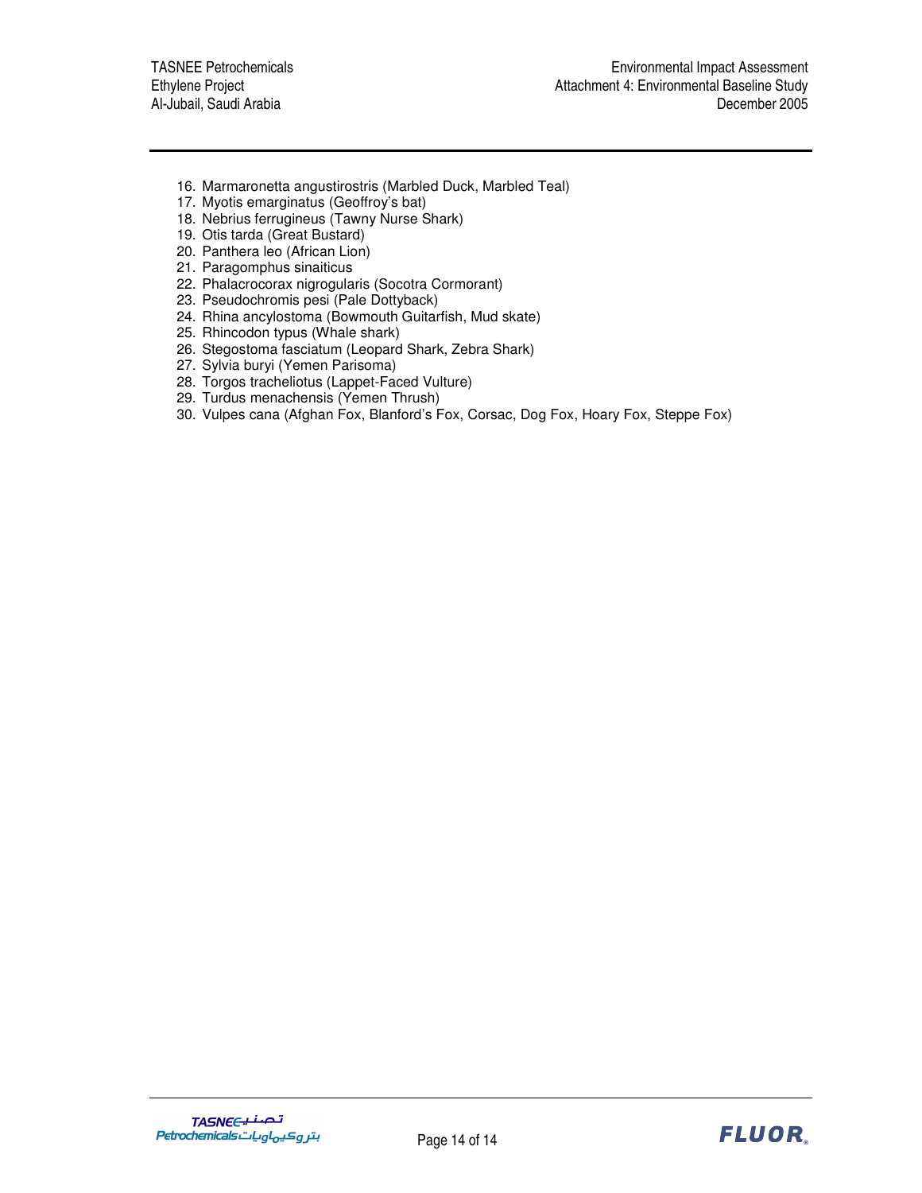16. Marmaronetta angustirostris (Marbled Duck, Marbled Teal)
17. Myotis emarginatus (Geoffroy's bat)
18. Nebrius ferrugineus (Tawny Nurse Shark)
19. Otis tarda (Great Bustard)
20. Panthera leo (African Lion)
21. Paragomphus sinaiticus
22. Phalacrocorax nigrogularis (Socotra Cormorant)
23. Pseudochromis pesi (Pale Dottyback)
24. Rhina ancylostoma (Bowmouth Guitarfish, Mud skate)
25. Rhincodon typus (Whale shark)
26. Stegostoma fasciatum (Leopard Shark, Zebra Shark)
27. Sylvia buryi (Yemen Parisoma)
28. Torgos tracheliotus (Lappet-Faced Vulture)
29. Turdus menachensis (Yemen Thrush)
30. Vulpes cana (Afghan Fox, Blanford's Fox, Corsac, Dog Fox, Hoary Fox, Steppe Fox)